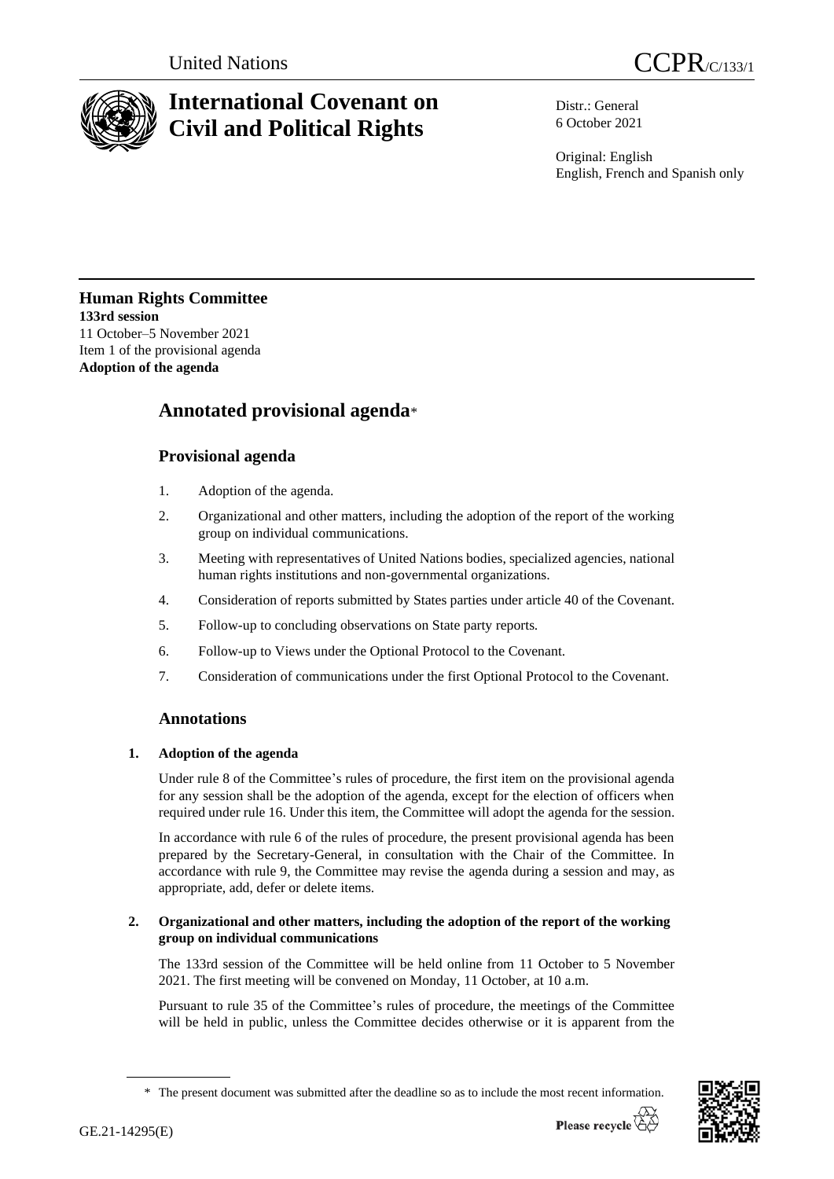United Nations

CCPR/C/133/1

# International Covenant on Civil and Political Rights

Distr.: General
6 October 2021

Original: English
English, French and Spanish only

**Human Rights Committee**
**133rd session**
11 October–5 November 2021
Item 1 of the provisional agenda
**Adoption of the agenda**

# Annotated provisional agenda*

## Provisional agenda

1. Adoption of the agenda.
2. Organizational and other matters, including the adoption of the report of the working group on individual communications.
3. Meeting with representatives of United Nations bodies, specialized agencies, national human rights institutions and non-governmental organizations.
4. Consideration of reports submitted by States parties under article 40 of the Covenant.
5. Follow-up to concluding observations on State party reports.
6. Follow-up to Views under the Optional Protocol to the Covenant.
7. Consideration of communications under the first Optional Protocol to the Covenant.

## Annotations

### 1. Adoption of the agenda

Under rule 8 of the Committee's rules of procedure, the first item on the provisional agenda for any session shall be the adoption of the agenda, except for the election of officers when required under rule 16. Under this item, the Committee will adopt the agenda for the session.

In accordance with rule 6 of the rules of procedure, the present provisional agenda has been prepared by the Secretary-General, in consultation with the Chair of the Committee. In accordance with rule 9, the Committee may revise the agenda during a session and may, as appropriate, add, defer or delete items.

### 2. Organizational and other matters, including the adoption of the report of the working group on individual communications

The 133rd session of the Committee will be held online from 11 October to 5 November 2021. The first meeting will be convened on Monday, 11 October, at 10 a.m.

Pursuant to rule 35 of the Committee's rules of procedure, the meetings of the Committee will be held in public, unless the Committee decides otherwise or it is apparent from the

\* The present document was submitted after the deadline so as to include the most recent information.

GE.21-14295(E)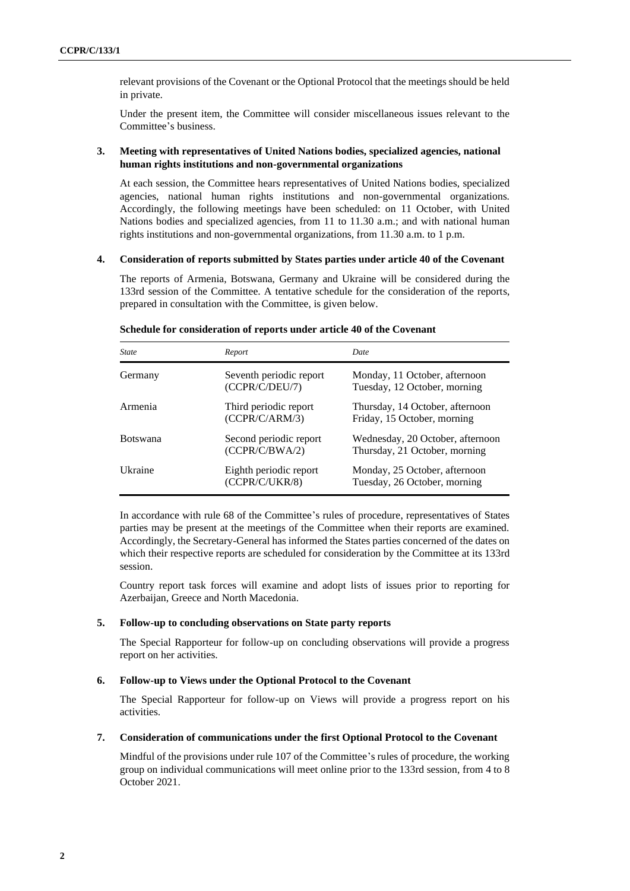relevant provisions of the Covenant or the Optional Protocol that the meetings should be held in private.

Under the present item, the Committee will consider miscellaneous issues relevant to the Committee's business.

### 3. Meeting with representatives of United Nations bodies, specialized agencies, national human rights institutions and non-governmental organizations

At each session, the Committee hears representatives of United Nations bodies, specialized agencies, national human rights institutions and non-governmental organizations. Accordingly, the following meetings have been scheduled: on 11 October, with United Nations bodies and specialized agencies, from 11 to 11.30 a.m.; and with national human rights institutions and non-governmental organizations, from 11.30 a.m. to 1 p.m.

### 4. Consideration of reports submitted by States parties under article 40 of the Covenant

The reports of Armenia, Botswana, Germany and Ukraine will be considered during the 133rd session of the Committee. A tentative schedule for the consideration of the reports, prepared in consultation with the Committee, is given below.

**Schedule for consideration of reports under article 40 of the Covenant**

| *State* | *Report* | *Date* |
|---|---|---|
| Germany | Seventh periodic report (CCPR/C/DEU/7) | Monday, 11 October, afternoon Tuesday, 12 October, morning |
| Armenia | Third periodic report (CCPR/C/ARM/3) | Thursday, 14 October, afternoon Friday, 15 October, morning |
| Botswana | Second periodic report (CCPR/C/BWA/2) | Wednesday, 20 October, afternoon Thursday, 21 October, morning |
| Ukraine | Eighth periodic report (CCPR/C/UKR/8) | Monday, 25 October, afternoon Tuesday, 26 October, morning |

In accordance with rule 68 of the Committee's rules of procedure, representatives of States parties may be present at the meetings of the Committee when their reports are examined. Accordingly, the Secretary-General has informed the States parties concerned of the dates on which their respective reports are scheduled for consideration by the Committee at its 133rd session.

Country report task forces will examine and adopt lists of issues prior to reporting for Azerbaijan, Greece and North Macedonia.

### 5. Follow-up to concluding observations on State party reports

The Special Rapporteur for follow-up on concluding observations will provide a progress report on her activities.

### 6. Follow-up to Views under the Optional Protocol to the Covenant

The Special Rapporteur for follow-up on Views will provide a progress report on his activities.

### 7. Consideration of communications under the first Optional Protocol to the Covenant

Mindful of the provisions under rule 107 of the Committee's rules of procedure, the working group on individual communications will meet online prior to the 133rd session, from 4 to 8 October 2021.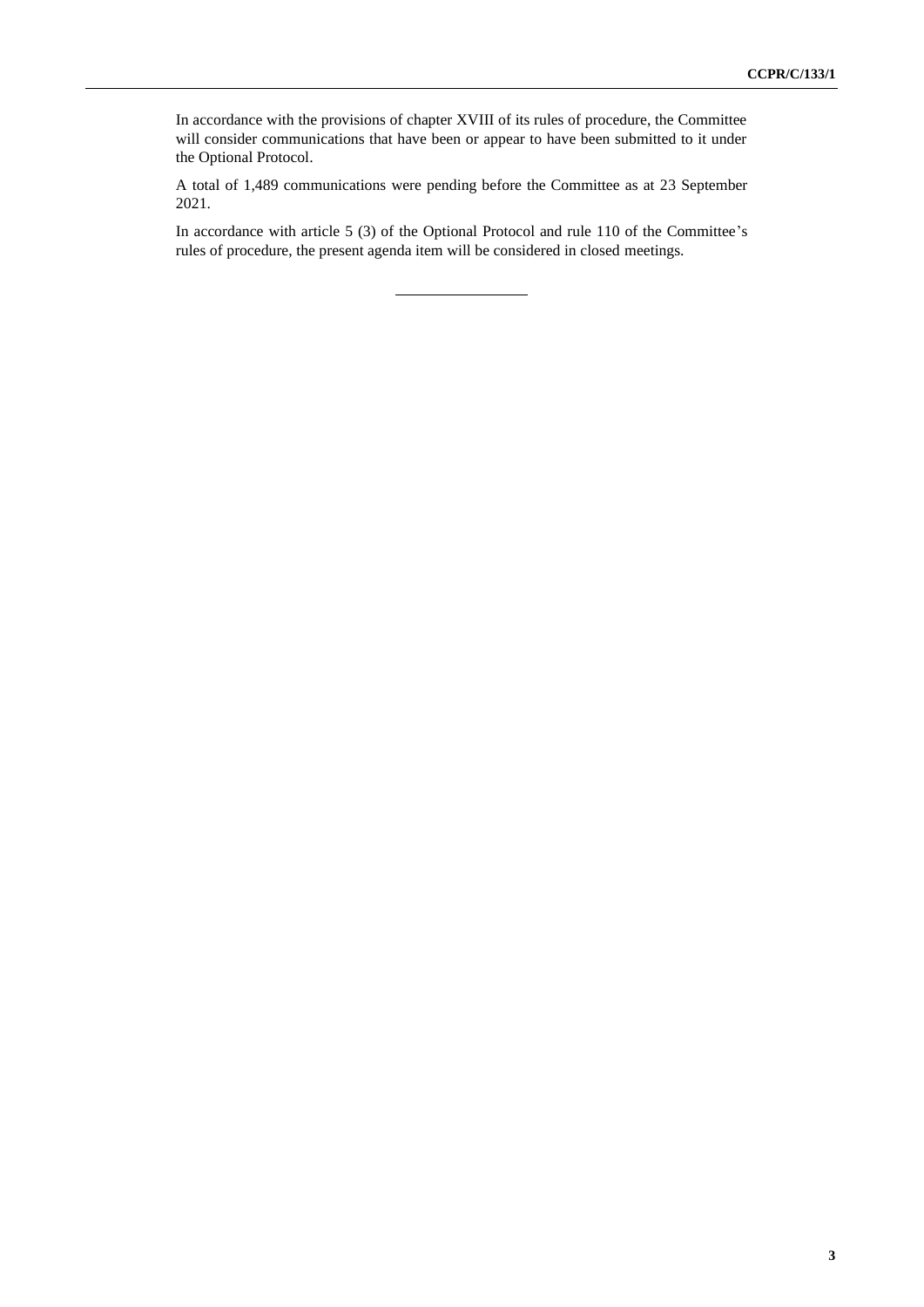In accordance with the provisions of chapter XVIII of its rules of procedure, the Committee will consider communications that have been or appear to have been submitted to it under the Optional Protocol.

A total of 1,489 communications were pending before the Committee as at 23 September 2021.

In accordance with article 5 (3) of the Optional Protocol and rule 110 of the Committee's rules of procedure, the present agenda item will be considered in closed meetings.